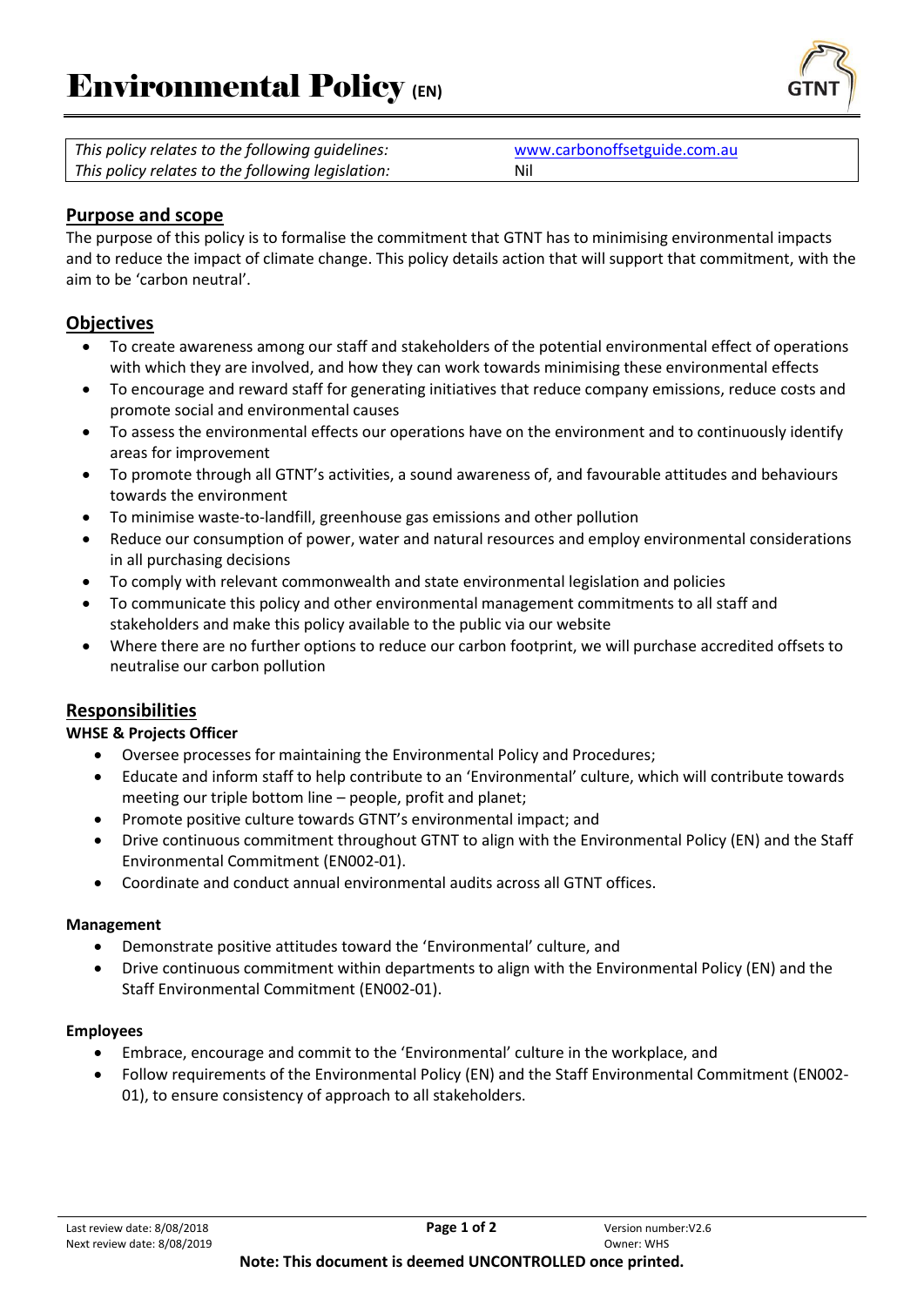# Environmental Policy (EN)

| | |
|---|---|
| *This policy relates to the following guidelines:* | www.carbonoffsetguide.com.au |
| *This policy relates to the following legislation:* | Nil |

## Purpose and scope

The purpose of this policy is to formalise the commitment that GTNT has to minimising environmental impacts and to reduce the impact of climate change. This policy details action that will support that commitment, with the aim to be 'carbon neutral'.

## Objectives

- To create awareness among our staff and stakeholders of the potential environmental effect of operations with which they are involved, and how they can work towards minimising these environmental effects
- To encourage and reward staff for generating initiatives that reduce company emissions, reduce costs and promote social and environmental causes
- To assess the environmental effects our operations have on the environment and to continuously identify areas for improvement
- To promote through all GTNT's activities, a sound awareness of, and favourable attitudes and behaviours towards the environment
- To minimise waste-to-landfill, greenhouse gas emissions and other pollution
- Reduce our consumption of power, water and natural resources and employ environmental considerations in all purchasing decisions
- To comply with relevant commonwealth and state environmental legislation and policies
- To communicate this policy and other environmental management commitments to all staff and stakeholders and make this policy available to the public via our website
- Where there are no further options to reduce our carbon footprint, we will purchase accredited offsets to neutralise our carbon pollution

## Responsibilities

**WHSE & Projects Officer**

- Oversee processes for maintaining the Environmental Policy and Procedures;
- Educate and inform staff to help contribute to an 'Environmental' culture, which will contribute towards meeting our triple bottom line – people, profit and planet;
- Promote positive culture towards GTNT's environmental impact; and
- Drive continuous commitment throughout GTNT to align with the Environmental Policy (EN) and the Staff Environmental Commitment (EN002-01).
- Coordinate and conduct annual environmental audits across all GTNT offices.

**Management**

- Demonstrate positive attitudes toward the 'Environmental' culture, and
- Drive continuous commitment within departments to align with the Environmental Policy (EN) and the Staff Environmental Commitment (EN002-01).

**Employees**

- Embrace, encourage and commit to the 'Environmental' culture in the workplace, and
- Follow requirements of the Environmental Policy (EN) and the Staff Environmental Commitment (EN002-01), to ensure consistency of approach to all stakeholders.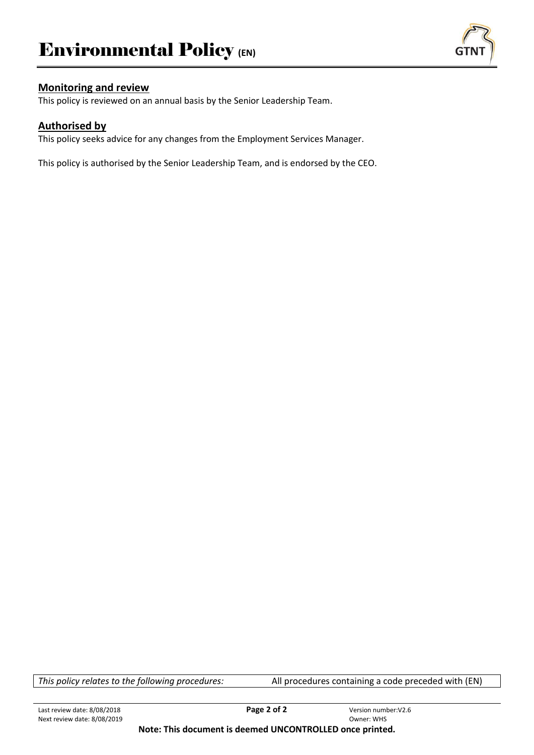## Monitoring and review

This policy is reviewed on an annual basis by the Senior Leadership Team.

## Authorised by

This policy seeks advice for any changes from the Employment Services Manager.

This policy is authorised by the Senior Leadership Team, and is endorsed by the CEO.

| | |
|---|---|
| *This policy relates to the following procedures:* | All procedures containing a code preceded with (EN) |

Last review date: 8/08/2018
Next review date: 8/08/2019
Version number:V2.6
Owner: WHS

**Note: This document is deemed UNCONTROLLED once printed.**